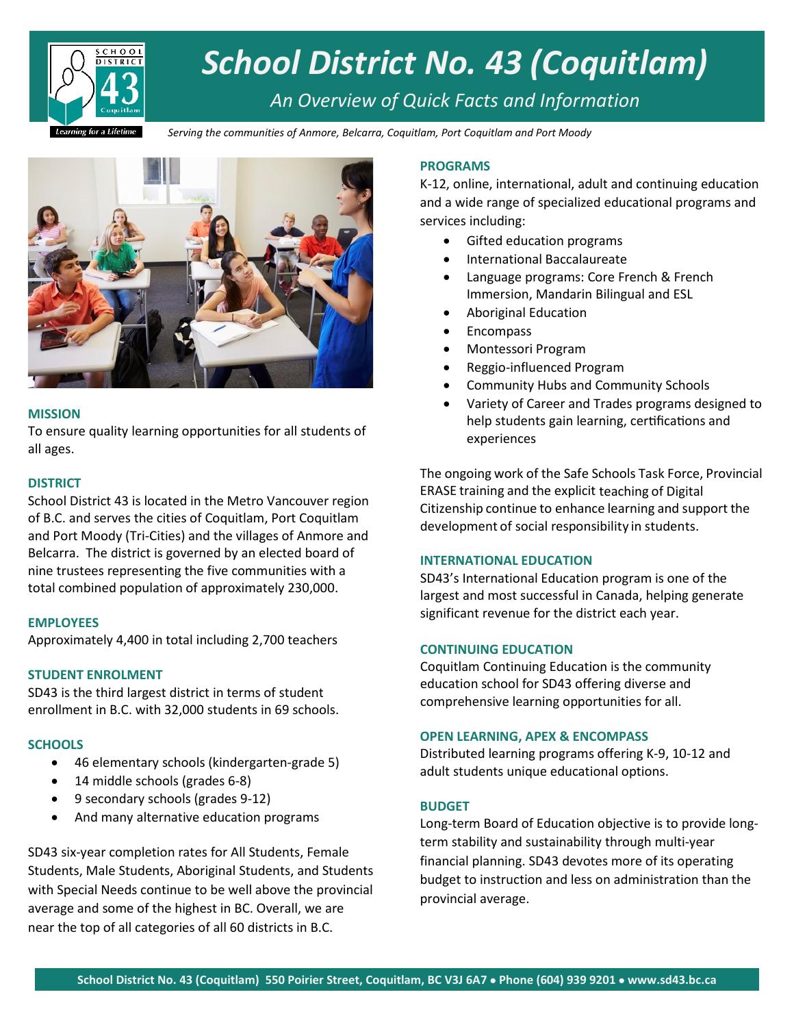# School District No. 43 (Coquitlam)

*An Overview of Quick Facts and Information*

Learning for a Lifetime

*Serving the communities of Anmore, Belcarra, Coquitlam, Port Coquitlam and Port Moody*

### MISSION

To ensure quality learning opportunities for all students of all ages.

### DISTRICT

School District 43 is located in the Metro Vancouver region of B.C. and serves the cities of Coquitlam, Port Coquitlam and Port Moody (Tri-Cities) and the villages of Anmore and Belcarra. The district is governed by an elected board of nine trustees representing the five communities with a total combined population of approximately 230,000.

### EMPLOYEES

Approximately 4,400 in total including 2,700 teachers

### STUDENT ENROLMENT

SD43 is the third largest district in terms of student enrollment in B.C. with 32,000 students in 69 schools.

### SCHOOLS

- 46 elementary schools (kindergarten-grade 5)
- 14 middle schools (grades 6-8)
- 9 secondary schools (grades 9-12)
- And many alternative education programs

SD43 six-year completion rates for All Students, Female Students, Male Students, Aboriginal Students, and Students with Special Needs continue to be well above the provincial average and some of the highest in BC. Overall, we are near the top of all categories of all 60 districts in B.C.

### PROGRAMS

K-12, online, international, adult and continuing education and a wide range of specialized educational programs and services including:

- Gifted education programs
- International Baccalaureate
- Language programs: Core French & French Immersion, Mandarin Bilingual and ESL
- Aboriginal Education
- Encompass
- Montessori Program
- Reggio-influenced Program
- Community Hubs and Community Schools
- Variety of Career and Trades programs designed to help students gain learning, certifications and experiences

The ongoing work of the Safe Schools Task Force, Provincial ERASE training and the explicit teaching of Digital Citizenship continue to enhance learning and support the development of social responsibility in students.

### INTERNATIONAL EDUCATION

SD43's International Education program is one of the largest and most successful in Canada, helping generate significant revenue for the district each year.

### CONTINUING EDUCATION

Coquitlam Continuing Education is the community education school for SD43 offering diverse and comprehensive learning opportunities for all.

### OPEN LEARNING, APEX & ENCOMPASS

Distributed learning programs offering K-9, 10-12 and adult students unique educational options.

### BUDGET

Long-term Board of Education objective is to provide long-term stability and sustainability through multi-year financial planning. SD43 devotes more of its operating budget to instruction and less on administration than the provincial average.

**School District No. 43 (Coquitlam) 550 Poirier Street, Coquitlam, BC V3J 6A7 • Phone (604) 939 9201 • www.sd43.bc.ca**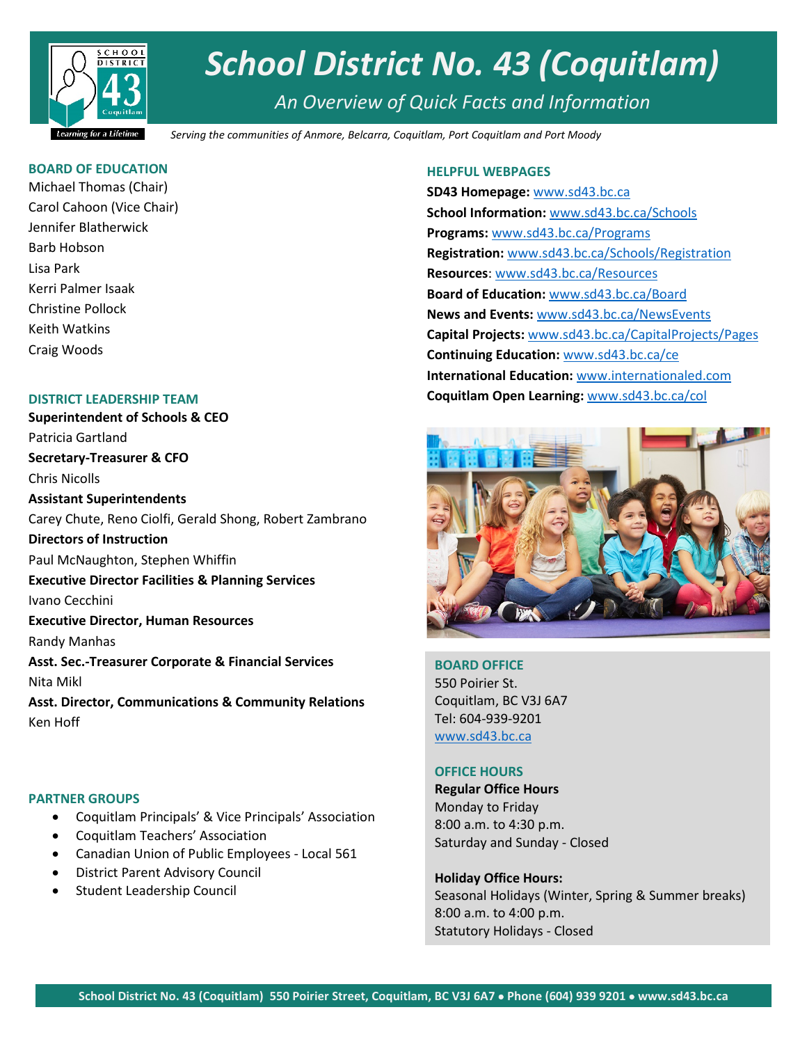# School District No. 43 (Coquitlam)

*An Overview of Quick Facts and Information*

*Serving the communities of Anmore, Belcarra, Coquitlam, Port Coquitlam and Port Moody*

## BOARD OF EDUCATION

Michael Thomas (Chair)
Carol Cahoon (Vice Chair)
Jennifer Blatherwick
Barb Hobson
Lisa Park
Kerri Palmer Isaak
Christine Pollock
Keith Watkins
Craig Woods

## DISTRICT LEADERSHIP TEAM

**Superintendent of Schools & CEO**
Patricia Gartland

**Secretary-Treasurer & CFO**
Chris Nicolls

**Assistant Superintendents**
Carey Chute, Reno Ciolfi, Gerald Shong, Robert Zambrano

**Directors of Instruction**
Paul McNaughton, Stephen Whiffin

**Executive Director Facilities & Planning Services**
Ivano Cecchini

**Executive Director, Human Resources**
Randy Manhas

**Asst. Sec.-Treasurer Corporate & Financial Services**
Nita Mikl

**Asst. Director, Communications & Community Relations**
Ken Hoff

## PARTNER GROUPS

- Coquitlam Principals' & Vice Principals' Association
- Coquitlam Teachers' Association
- Canadian Union of Public Employees - Local 561
- District Parent Advisory Council
- Student Leadership Council

## HELPFUL WEBPAGES

**SD43 Homepage:** www.sd43.bc.ca
**School Information:** www.sd43.bc.ca/Schools
**Programs:** www.sd43.bc.ca/Programs
**Registration:** www.sd43.bc.ca/Schools/Registration
**Resources**: www.sd43.bc.ca/Resources
**Board of Education:** www.sd43.bc.ca/Board
**News and Events:** www.sd43.bc.ca/NewsEvents
**Capital Projects:** www.sd43.bc.ca/CapitalProjects/Pages
**Continuing Education:** www.sd43.bc.ca/ce
**International Education:** www.internationaled.com
**Coquitlam Open Learning:** www.sd43.bc.ca/col

## BOARD OFFICE

550 Poirier St.
Coquitlam, BC V3J 6A7
Tel: 604-939-9201
www.sd43.bc.ca

## OFFICE HOURS

**Regular Office Hours**
Monday to Friday
8:00 a.m. to 4:30 p.m.
Saturday and Sunday - Closed

**Holiday Office Hours:**
Seasonal Holidays (Winter, Spring & Summer breaks)
8:00 a.m. to 4:00 p.m.
Statutory Holidays - Closed